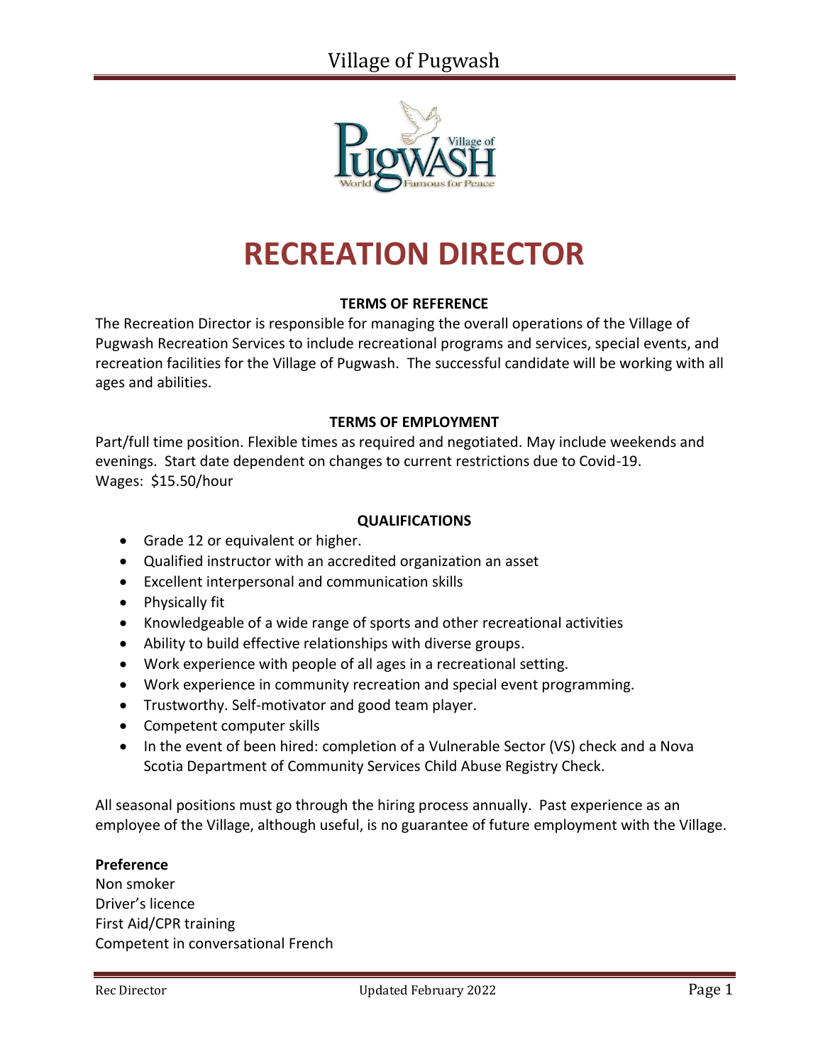# RECREATION DIRECTOR

### TERMS OF REFERENCE

The Recreation Director is responsible for managing the overall operations of the Village of Pugwash Recreation Services to include recreational programs and services, special events, and recreation facilities for the Village of Pugwash. The successful candidate will be working with all ages and abilities.

### TERMS OF EMPLOYMENT

Part/full time position. Flexible times as required and negotiated. May include weekends and evenings. Start date dependent on changes to current restrictions due to Covid-19.
Wages: $15.50/hour

### QUALIFICATIONS

- Grade 12 or equivalent or higher.
- Qualified instructor with an accredited organization an asset
- Excellent interpersonal and communication skills
- Physically fit
- Knowledgeable of a wide range of sports and other recreational activities
- Ability to build effective relationships with diverse groups.
- Work experience with people of all ages in a recreational setting.
- Work experience in community recreation and special event programming.
- Trustworthy. Self-motivator and good team player.
- Competent computer skills
- In the event of been hired: completion of a Vulnerable Sector (VS) check and a Nova Scotia Department of Community Services Child Abuse Registry Check.

All seasonal positions must go through the hiring process annually. Past experience as an employee of the Village, although useful, is no guarantee of future employment with the Village.

**Preference**
Non smoker
Driver's licence
First Aid/CPR training
Competent in conversational French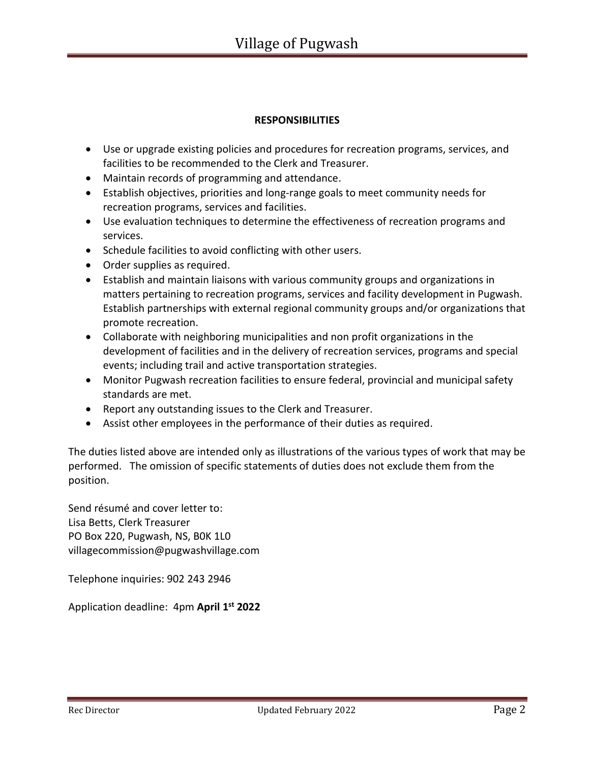**RESPONSIBILITIES**

- Use or upgrade existing policies and procedures for recreation programs, services, and facilities to be recommended to the Clerk and Treasurer.
- Maintain records of programming and attendance.
- Establish objectives, priorities and long-range goals to meet community needs for recreation programs, services and facilities.
- Use evaluation techniques to determine the effectiveness of recreation programs and services.
- Schedule facilities to avoid conflicting with other users.
- Order supplies as required.
- Establish and maintain liaisons with various community groups and organizations in matters pertaining to recreation programs, services and facility development in Pugwash. Establish partnerships with external regional community groups and/or organizations that promote recreation.
- Collaborate with neighboring municipalities and non profit organizations in the development of facilities and in the delivery of recreation services, programs and special events; including trail and active transportation strategies.
- Monitor Pugwash recreation facilities to ensure federal, provincial and municipal safety standards are met.
- Report any outstanding issues to the Clerk and Treasurer.
- Assist other employees in the performance of their duties as required.

The duties listed above are intended only as illustrations of the various types of work that may be performed. The omission of specific statements of duties does not exclude them from the position.

Send résumé and cover letter to:
Lisa Betts, Clerk Treasurer
PO Box 220, Pugwash, NS, B0K 1L0
villagecommission@pugwashvillage.com

Telephone inquiries: 902 243 2946

Application deadline: 4pm **April 1st 2022**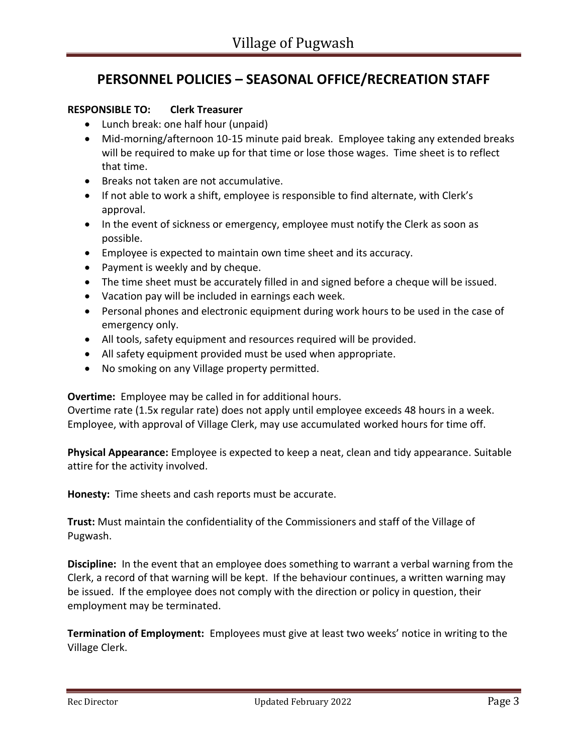## PERSONNEL POLICIES – SEASONAL OFFICE/RECREATION STAFF

**RESPONSIBLE TO: Clerk Treasurer**

- Lunch break: one half hour (unpaid)
- Mid-morning/afternoon 10-15 minute paid break. Employee taking any extended breaks will be required to make up for that time or lose those wages. Time sheet is to reflect that time.
- Breaks not taken are not accumulative.
- If not able to work a shift, employee is responsible to find alternate, with Clerk's approval.
- In the event of sickness or emergency, employee must notify the Clerk as soon as possible.
- Employee is expected to maintain own time sheet and its accuracy.
- Payment is weekly and by cheque.
- The time sheet must be accurately filled in and signed before a cheque will be issued.
- Vacation pay will be included in earnings each week.
- Personal phones and electronic equipment during work hours to be used in the case of emergency only.
- All tools, safety equipment and resources required will be provided.
- All safety equipment provided must be used when appropriate.
- No smoking on any Village property permitted.

**Overtime:** Employee may be called in for additional hours.
Overtime rate (1.5x regular rate) does not apply until employee exceeds 48 hours in a week.
Employee, with approval of Village Clerk, may use accumulated worked hours for time off.

**Physical Appearance:** Employee is expected to keep a neat, clean and tidy appearance. Suitable attire for the activity involved.

**Honesty:** Time sheets and cash reports must be accurate.

**Trust:** Must maintain the confidentiality of the Commissioners and staff of the Village of Pugwash.

**Discipline:** In the event that an employee does something to warrant a verbal warning from the Clerk, a record of that warning will be kept. If the behaviour continues, a written warning may be issued. If the employee does not comply with the direction or policy in question, their employment may be terminated.

**Termination of Employment:** Employees must give at least two weeks' notice in writing to the Village Clerk.